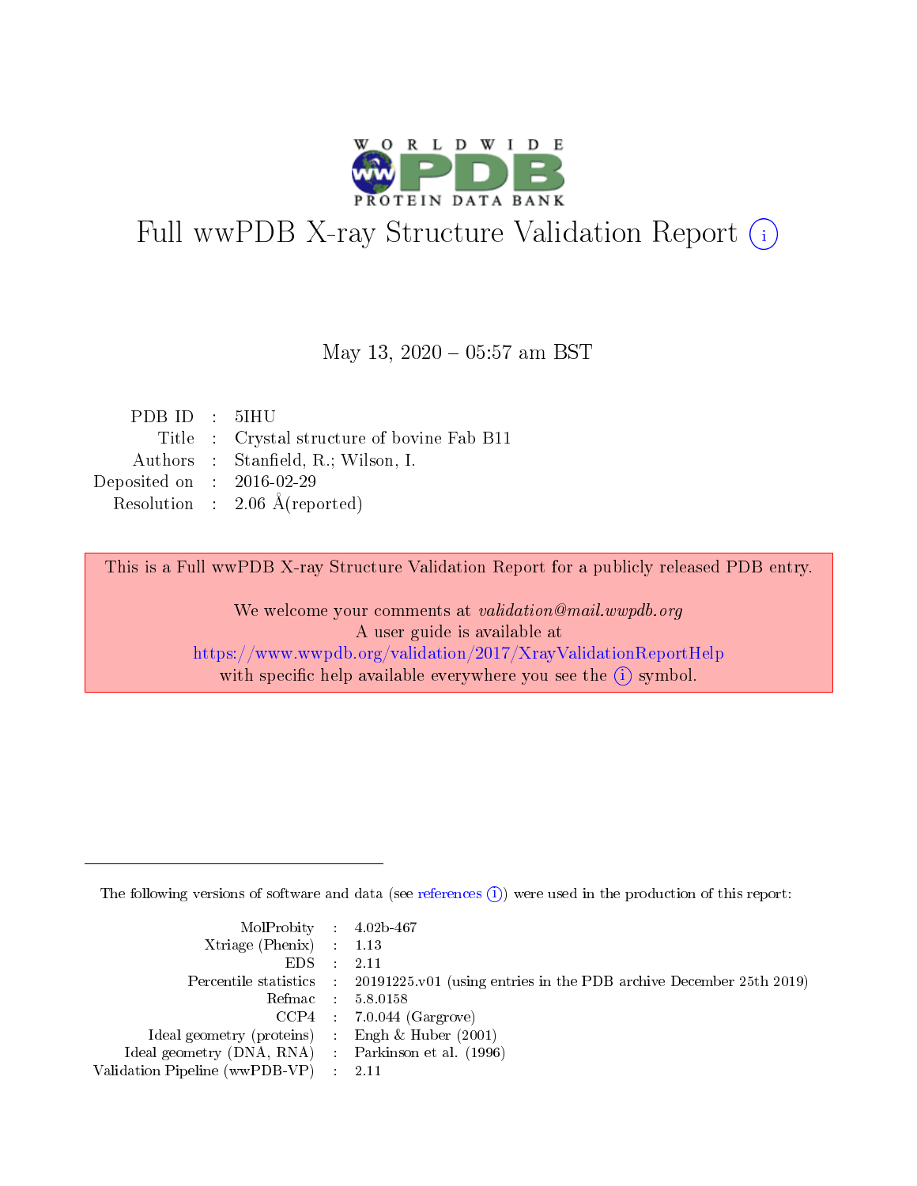# Full wwPDB X-ray Structure Validation Report (i)

May 13, 2020 – 05:57 am BST

| | | |
|---|---|---|
| PDB ID | : | 5IHU |
| Title | : | Crystal structure of bovine Fab B11 |
| Authors | : | Stanfield, R.; Wilson, I. |
| Deposited on | : | 2016-02-29 |
| Resolution | : | 2.06 Å(reported) |

This is a Full wwPDB X-ray Structure Validation Report for a publicly released PDB entry.

We welcome your comments at *validation@mail.wwpdb.org*
A user guide is available at
https://www.wwpdb.org/validation/2017/XrayValidationReportHelp
with specific help available everywhere you see the (i) symbol.

---

The following versions of software and data (see references (i)) were used in the production of this report:

| | | |
|---|---|---|
| MolProbity | : | 4.02b-467 |
| Xtriage (Phenix) | : | 1.13 |
| EDS | : | 2.11 |
| Percentile statistics | : | 20191225.v01 (using entries in the PDB archive December 25th 2019) |
| Refmac | : | 5.8.0158 |
| CCP4 | : | 7.0.044 (Gargrove) |
| Ideal geometry (proteins) | : | Engh & Huber (2001) |
| Ideal geometry (DNA, RNA) | : | Parkinson et al. (1996) |
| Validation Pipeline (wwPDB-VP) | : | 2.11 |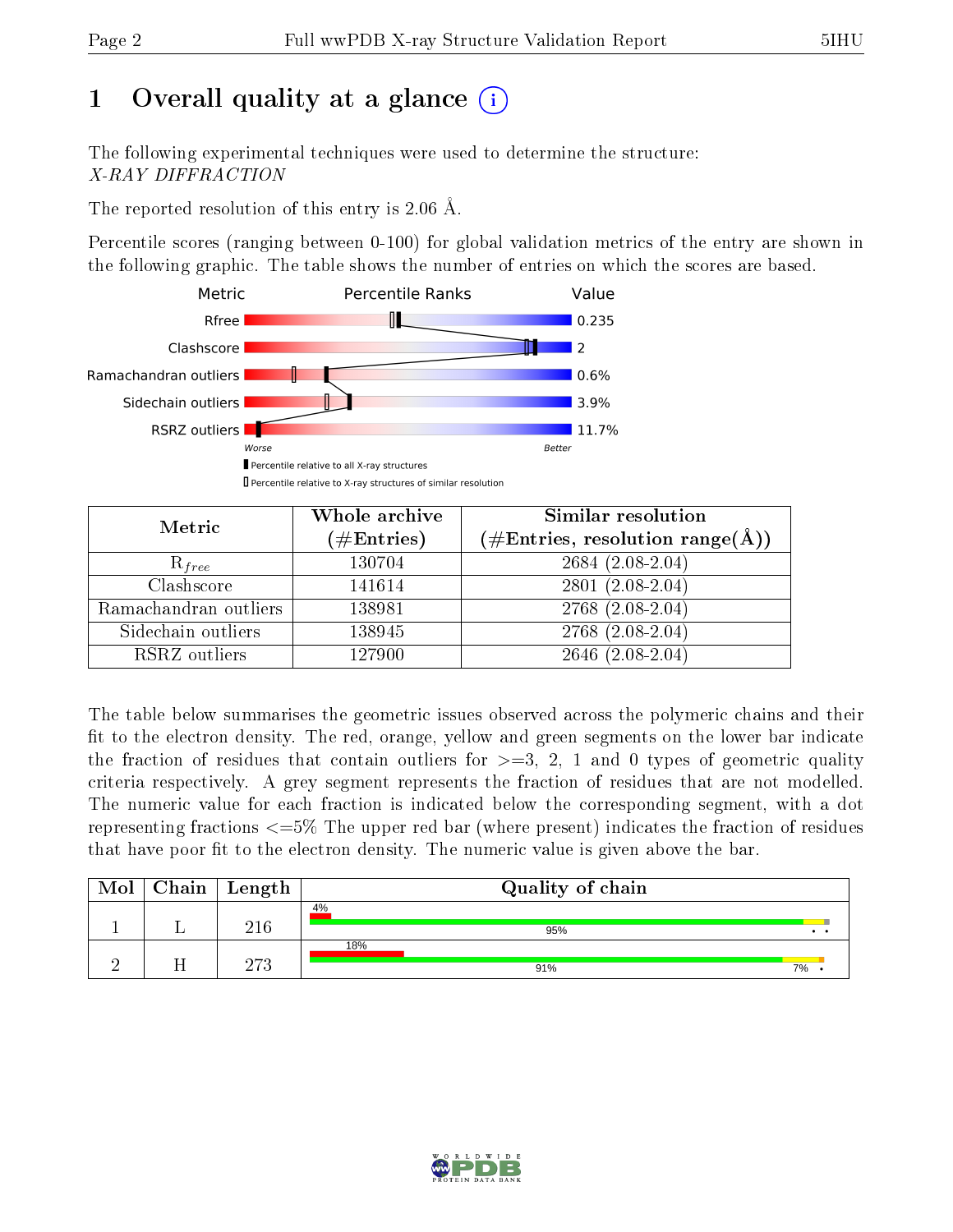# 1 Overall quality at a glance (i)

The following experimental techniques were used to determine the structure:
*X-RAY DIFFRACTION*

The reported resolution of this entry is 2.06 Å.

Percentile scores (ranging between 0-100) for global validation metrics of the entry are shown in the following graphic. The table shows the number of entries on which the scores are based.

| Metric | Value |
|---|---|
| Rfree | 0.235 |
| Clashscore | 2 |
| Ramachandran outliers | 0.6% |
| Sidechain outliers | 3.9% |
| RSRZ outliers | 11.7% |

Worse — Better

▮ Percentile relative to all X-ray structures
▯ Percentile relative to X-ray structures of similar resolution

| Metric | Whole archive (#Entries) | Similar resolution (#Entries, resolution range(Å)) |
|---|---|---|
| $R_{free}$ | 130704 | 2684 (2.08-2.04) |
| Clashscore | 141614 | 2801 (2.08-2.04) |
| Ramachandran outliers | 138981 | 2768 (2.08-2.04) |
| Sidechain outliers | 138945 | 2768 (2.08-2.04) |
| RSRZ outliers | 127900 | 2646 (2.08-2.04) |

The table below summarises the geometric issues observed across the polymeric chains and their fit to the electron density. The red, orange, yellow and green segments on the lower bar indicate the fraction of residues that contain outliers for >=3, 2, 1 and 0 types of geometric quality criteria respectively. A grey segment represents the fraction of residues that are not modelled. The numeric value for each fraction is indicated below the corresponding segment, with a dot representing fractions <=5% The upper red bar (where present) indicates the fraction of residues that have poor fit to the electron density. The numeric value is given above the bar.

| Mol | Chain | Length | Quality of chain |
|---|---|---|---|
| 1 | L | 216 | 4% (poor fit); 95% • • |
| 2 | H | 273 | 18% (poor fit); 91% 7% • |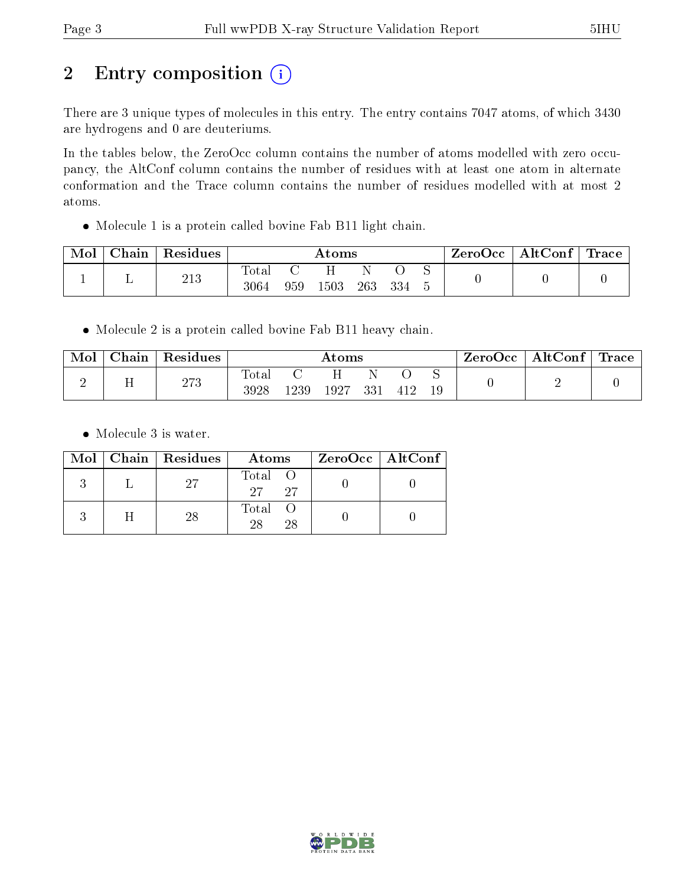# 2 Entry composition (i)

There are 3 unique types of molecules in this entry. The entry contains 7047 atoms, of which 3430 are hydrogens and 0 are deuteriums.

In the tables below, the ZeroOcc column contains the number of atoms modelled with zero occupancy, the AltConf column contains the number of residues with at least one atom in alternate conformation and the Trace column contains the number of residues modelled with at most 2 atoms.

- Molecule 1 is a protein called bovine Fab B11 light chain.

| Mol | Chain | Residues | Atoms | | | | | | ZeroOcc | AltConf | Trace |
|---|---|---|---|---|---|---|---|---|---|---|---|
| | | | Total | C | H | N | O | S | | | |
| 1 | L | 213 | 3064 | 959 | 1503 | 263 | 334 | 5 | 0 | 0 | 0 |

- Molecule 2 is a protein called bovine Fab B11 heavy chain.

| Mol | Chain | Residues | Atoms | | | | | | ZeroOcc | AltConf | Trace |
|---|---|---|---|---|---|---|---|---|---|---|---|
| | | | Total | C | H | N | O | S | | | |
| 2 | H | 273 | 3928 | 1239 | 1927 | 331 | 412 | 19 | 0 | 2 | 0 |

- Molecule 3 is water.

| Mol | Chain | Residues | Atoms | | ZeroOcc | AltConf |
|---|---|---|---|---|---|---|
| | | | Total | O | | |
| 3 | L | 27 | 27 | 27 | 0 | 0 |
| 3 | H | 28 | 28 | 28 | 0 | 0 |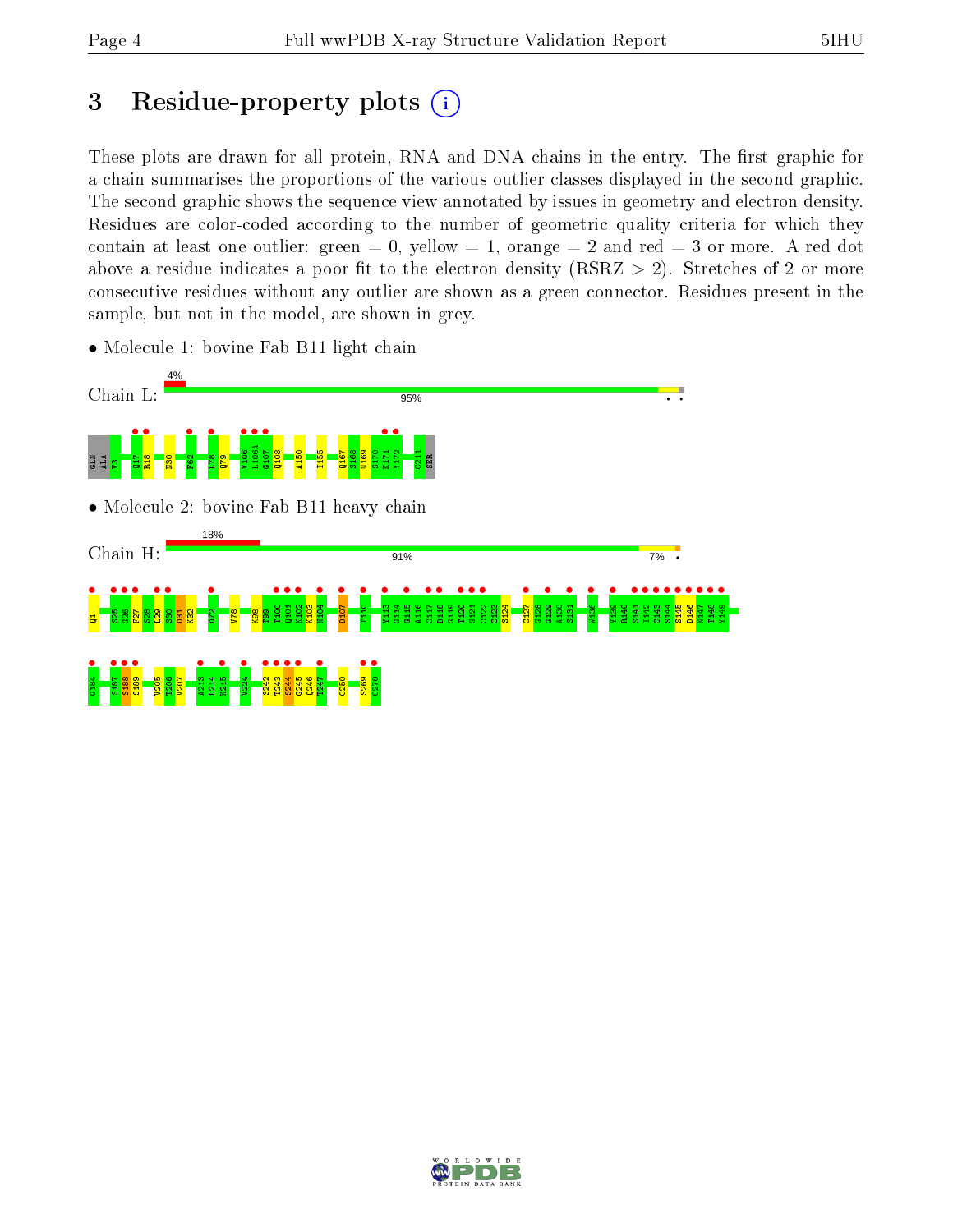# 3 Residue-property plots

These plots are drawn for all protein, RNA and DNA chains in the entry. The first graphic for a chain summarises the proportions of the various outlier classes displayed in the second graphic. The second graphic shows the sequence view annotated by issues in geometry and electron density. Residues are color-coded according to the number of geometric quality criteria for which they contain at least one outlier: green = 0, yellow = 1, orange = 2 and red = 3 or more. A red dot above a residue indicates a poor fit to the electron density (RSRZ > 2). Stretches of 2 or more consecutive residues without any outlier are shown as a green connector. Residues present in the sample, but not in the model, are shown in grey.

- Molecule 1: bovine Fab B11 light chain

Chain L: 4% 95%

GLN ALA V3 Q17 R18 N30 F62 L78 Q79 V106 L106A G107 Q108 A150 I155 Q167 S168 N169 S170 K171 Y172 C211 SER

- Molecule 2: bovine Fab B11 heavy chain

Chain H: 18% 91% 7%

Q1 S25 G26 F27 S28 L29 S30 D31 K32 D72 V78 K98 T99 T100 Q101 K102 N103 N104 D107 T110 Y113 G114 G115 A116 C117 D118 G119 T120 G121 C122 C123 S124 C127 G128 G129 A130 S131 W136 Y139 R140 S141 I142 C143 S144 S145 D146 N147 T148 Y149

G184 S187 S188 S189 V205 T206 V207 A213 L214 K215 V224 S242 T243 S244 G245 Q246 T247 C250 S269 C270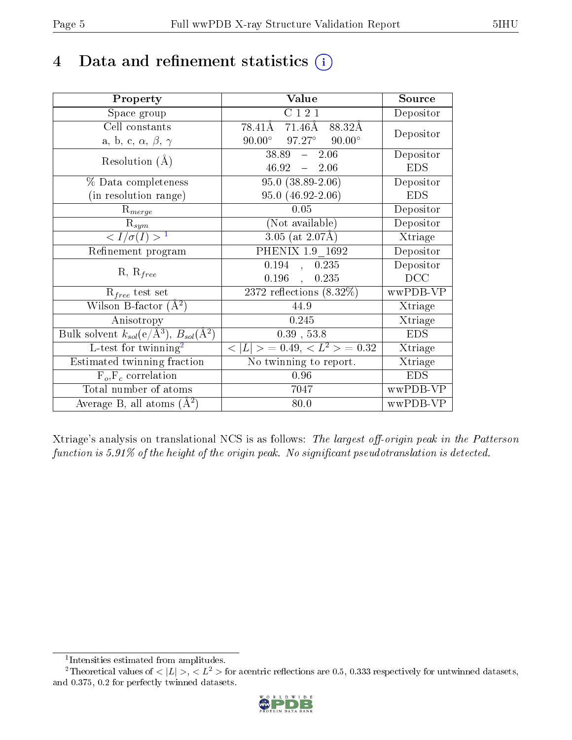# 4 Data and refinement statistics (i)

| Property | Value | Source |
|---|---|---|
| Space group | C 1 2 1 | Depositor |
| Cell constants<br>a, b, c, $\alpha$, $\beta$, $\gamma$ | 78.41Å 71.46Å 88.32Å<br>90.00° 97.27° 90.00° | Depositor |
| Resolution (Å) | 38.89 – 2.06<br>46.92 – 2.06 | Depositor<br>EDS |
| % Data completeness<br>(in resolution range) | 95.0 (38.89-2.06)<br>95.0 (46.92-2.06) | Depositor<br>EDS |
| $R_{merge}$ | 0.05 | Depositor |
| $R_{sym}$ | (Not available) | Depositor |
| $< I/\sigma(I) >$ [1] | 3.05 (at 2.07Å) | Xtriage |
| Refinement program | PHENIX 1.9_1692 | Depositor |
| R, $R_{free}$ | 0.194 , 0.235<br>0.196 , 0.235 | Depositor<br>DCC |
| $R_{free}$ test set | 2372 reflections (8.32%) | wwPDB-VP |
| Wilson B-factor (Å$^2$) | 44.9 | Xtriage |
| Anisotropy | 0.245 | Xtriage |
| Bulk solvent $k_{sol}$(e/Å$^3$), $B_{sol}$(Å$^2$) | 0.39 , 53.8 | EDS |
| L-test for twinning[2] | $< \|L\| > = 0.49$, $< L^2 > = 0.32$ | Xtriage |
| Estimated twinning fraction | No twinning to report. | Xtriage |
| $F_o$,$F_c$ correlation | 0.96 | EDS |
| Total number of atoms | 7047 | wwPDB-VP |
| Average B, all atoms (Å$^2$) | 80.0 | wwPDB-VP |

Xtriage's analysis on translational NCS is as follows: *The largest off-origin peak in the Patterson function is 5.91% of the height of the origin peak. No significant pseudotranslation is detected.*

[1] Intensities estimated from amplitudes.

[2] Theoretical values of $< |L| >$, $< L^2 >$ for acentric reflections are 0.5, 0.333 respectively for untwinned datasets, and 0.375, 0.2 for perfectly twinned datasets.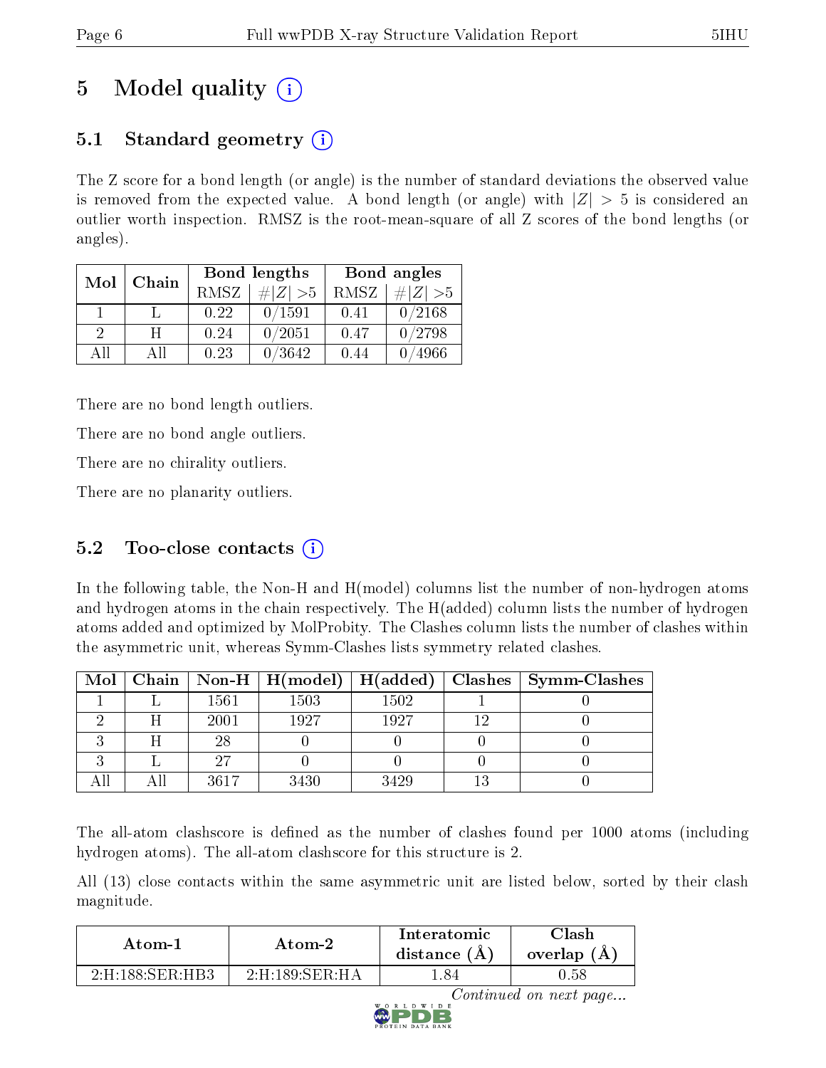# 5 Model quality

## 5.1 Standard geometry

The Z score for a bond length (or angle) is the number of standard deviations the observed value is removed from the expected value. A bond length (or angle) with $|Z| > 5$ is considered an outlier worth inspection. RMSZ is the root-mean-square of all Z scores of the bond lengths (or angles).

| Mol | Chain | Bond lengths | | Bond angles | |
|---|---|---|---|---|---|
| | | RMSZ | #\|Z\| >5 | RMSZ | #\|Z\| >5 |
| 1 | L | 0.22 | 0/1591 | 0.41 | 0/2168 |
| 2 | H | 0.24 | 0/2051 | 0.47 | 0/2798 |
| All | All | 0.23 | 0/3642 | 0.44 | 0/4966 |

There are no bond length outliers.

There are no bond angle outliers.

There are no chirality outliers.

There are no planarity outliers.

## 5.2 Too-close contacts

In the following table, the Non-H and H(model) columns list the number of non-hydrogen atoms and hydrogen atoms in the chain respectively. The H(added) column lists the number of hydrogen atoms added and optimized by MolProbity. The Clashes column lists the number of clashes within the asymmetric unit, whereas Symm-Clashes lists symmetry related clashes.

| Mol | Chain | Non-H | H(model) | H(added) | Clashes | Symm-Clashes |
|---|---|---|---|---|---|---|
| 1 | L | 1561 | 1503 | 1502 | 1 | 0 |
| 2 | H | 2001 | 1927 | 1927 | 12 | 0 |
| 3 | H | 28 | 0 | 0 | 0 | 0 |
| 3 | L | 27 | 0 | 0 | 0 | 0 |
| All | All | 3617 | 3430 | 3429 | 13 | 0 |

The all-atom clashscore is defined as the number of clashes found per 1000 atoms (including hydrogen atoms). The all-atom clashscore for this structure is 2.

All (13) close contacts within the same asymmetric unit are listed below, sorted by their clash magnitude.

| Atom-1 | Atom-2 | Interatomic distance (Å) | Clash overlap (Å) |
|---|---|---|---|
| 2:H:188:SER:HB3 | 2:H:189:SER:HA | 1.84 | 0.58 |

*Continued on next page...*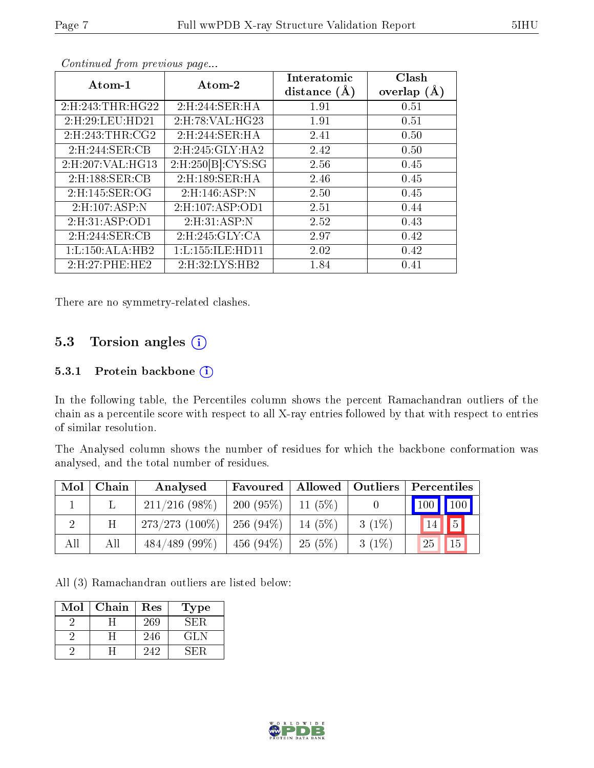*Continued from previous page...*

| Atom-1 | Atom-2 | Interatomic distance (Å) | Clash overlap (Å) |
|---|---|---|---|
| 2:H:243:THR:HG22 | 2:H:244:SER:HA | 1.91 | 0.51 |
| 2:H:29:LEU:HD21 | 2:H:78:VAL:HG23 | 1.91 | 0.51 |
| 2:H:243:THR:CG2 | 2:H:244:SER:HA | 2.41 | 0.50 |
| 2:H:244:SER:CB | 2:H:245:GLY:HA2 | 2.42 | 0.50 |
| 2:H:207:VAL:HG13 | 2:H:250[B]:CYS:SG | 2.56 | 0.45 |
| 2:H:188:SER:CB | 2:H:189:SER:HA | 2.46 | 0.45 |
| 2:H:145:SER:OG | 2:H:146:ASP:N | 2.50 | 0.45 |
| 2:H:107:ASP:N | 2:H:107:ASP:OD1 | 2.51 | 0.44 |
| 2:H:31:ASP:OD1 | 2:H:31:ASP:N | 2.52 | 0.43 |
| 2:H:244:SER:CB | 2:H:245:GLY:CA | 2.97 | 0.42 |
| 1:L:150:ALA:HB2 | 1:L:155:ILE:HD11 | 2.02 | 0.42 |
| 2:H:27:PHE:HE2 | 2:H:32:LYS:HB2 | 1.84 | 0.41 |

There are no symmetry-related clashes.

## 5.3 Torsion angles

### 5.3.1 Protein backbone

In the following table, the Percentiles column shows the percent Ramachandran outliers of the chain as a percentile score with respect to all X-ray entries followed by that with respect to entries of similar resolution.

The Analysed column shows the number of residues for which the backbone conformation was analysed, and the total number of residues.

| Mol | Chain | Analysed | Favoured | Allowed | Outliers | Percentiles | |
|---|---|---|---|---|---|---|---|
| 1 | L | 211/216 (98%) | 200 (95%) | 11 (5%) | 0 | 100 | 100 |
| 2 | H | 273/273 (100%) | 256 (94%) | 14 (5%) | 3 (1%) | 14 | 5 |
| All | All | 484/489 (99%) | 456 (94%) | 25 (5%) | 3 (1%) | 25 | 15 |

All (3) Ramachandran outliers are listed below:

| Mol | Chain | Res | Type |
|---|---|---|---|
| 2 | H | 269 | SER |
| 2 | H | 246 | GLN |
| 2 | H | 242 | SER |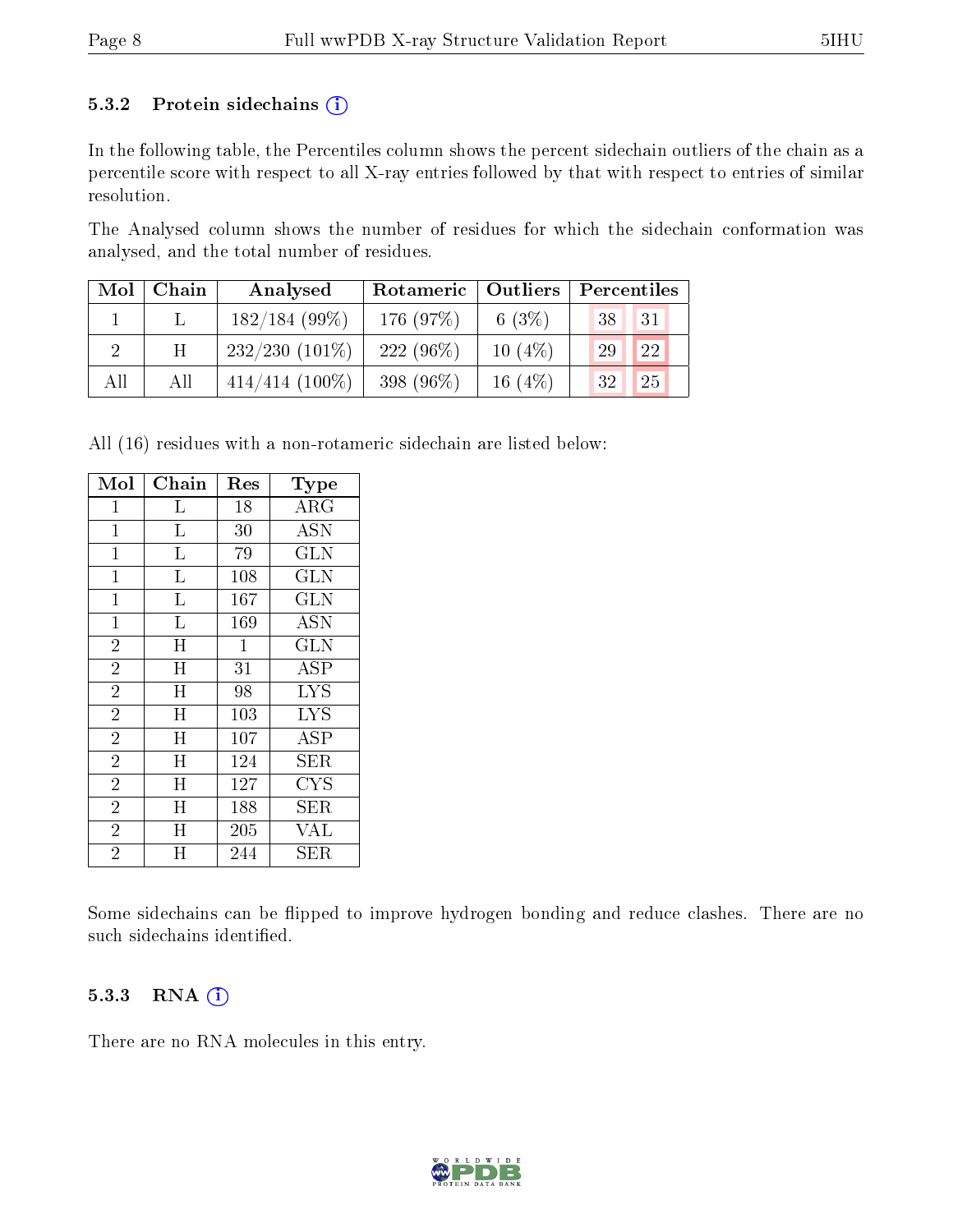### 5.3.2 Protein sidechains (i)

In the following table, the Percentiles column shows the percent sidechain outliers of the chain as a percentile score with respect to all X-ray entries followed by that with respect to entries of similar resolution.

The Analysed column shows the number of residues for which the sidechain conformation was analysed, and the total number of residues.

| Mol | Chain | Analysed | Rotameric | Outliers | Percentiles | |
|---|---|---|---|---|---|---|
| 1 | L | 182/184 (99%) | 176 (97%) | 6 (3%) | 38 | 31 |
| 2 | H | 232/230 (101%) | 222 (96%) | 10 (4%) | 29 | 22 |
| All | All | 414/414 (100%) | 398 (96%) | 16 (4%) | 32 | 25 |

All (16) residues with a non-rotameric sidechain are listed below:

| Mol | Chain | Res | Type |
|---|---|---|---|
| 1 | L | 18 | ARG |
| 1 | L | 30 | ASN |
| 1 | L | 79 | GLN |
| 1 | L | 108 | GLN |
| 1 | L | 167 | GLN |
| 1 | L | 169 | ASN |
| 2 | H | 1 | GLN |
| 2 | H | 31 | ASP |
| 2 | H | 98 | LYS |
| 2 | H | 103 | LYS |
| 2 | H | 107 | ASP |
| 2 | H | 124 | SER |
| 2 | H | 127 | CYS |
| 2 | H | 188 | SER |
| 2 | H | 205 | VAL |
| 2 | H | 244 | SER |

Some sidechains can be flipped to improve hydrogen bonding and reduce clashes. There are no such sidechains identified.

### 5.3.3 RNA (i)

There are no RNA molecules in this entry.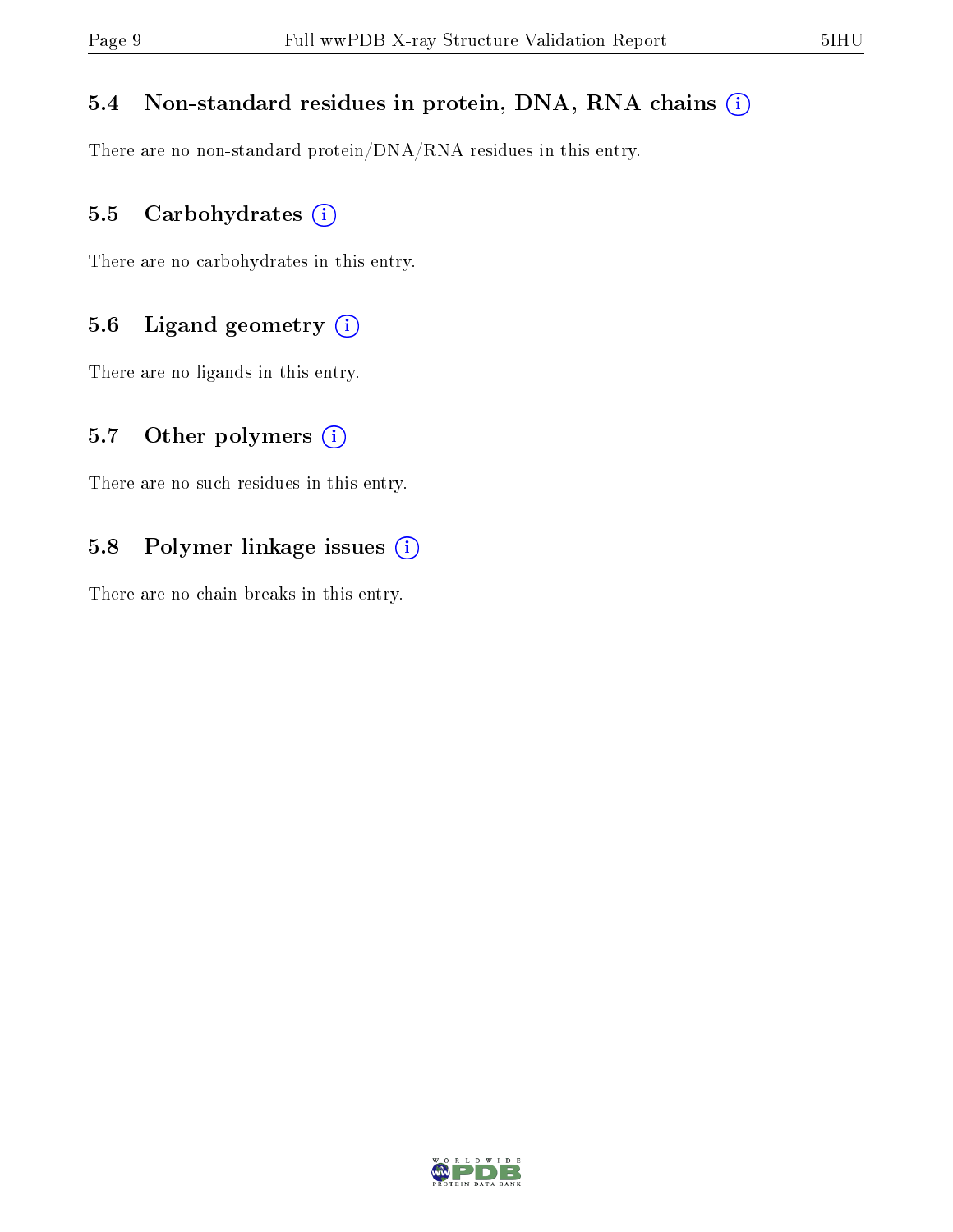### 5.4 Non-standard residues in protein, DNA, RNA chains (i)

There are no non-standard protein/DNA/RNA residues in this entry.

### 5.5 Carbohydrates (i)

There are no carbohydrates in this entry.

### 5.6 Ligand geometry (i)

There are no ligands in this entry.

### 5.7 Other polymers (i)

There are no such residues in this entry.

### 5.8 Polymer linkage issues (i)

There are no chain breaks in this entry.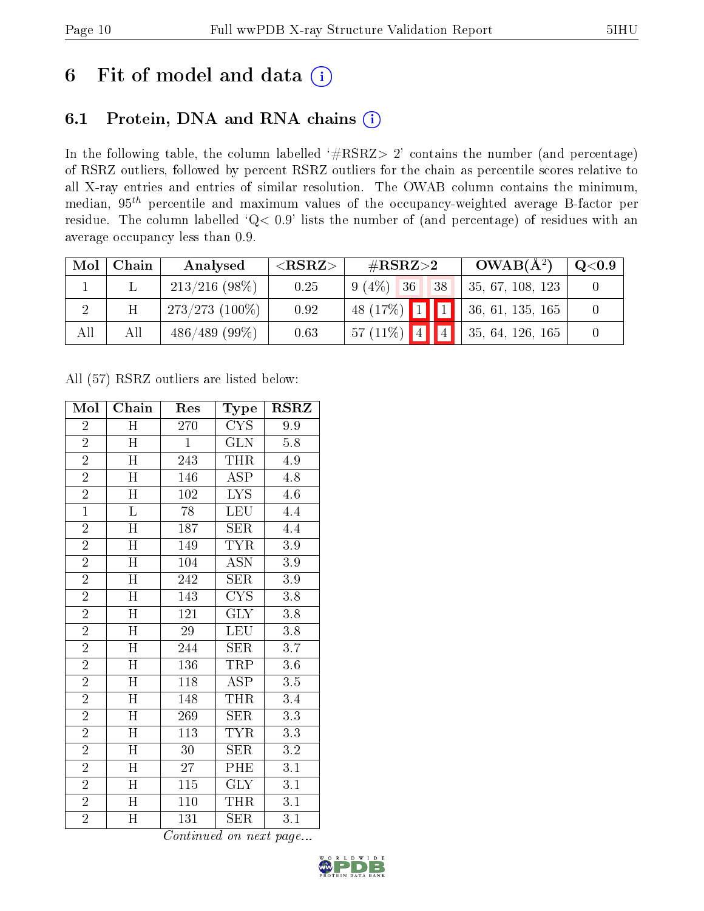# 6 Fit of model and data

## 6.1 Protein, DNA and RNA chains

In the following table, the column labelled '#RSRZ> 2' contains the number (and percentage) of RSRZ outliers, followed by percent RSRZ outliers for the chain as percentile scores relative to all X-ray entries and entries of similar resolution. The OWAB column contains the minimum, median, $95^{th}$ percentile and maximum values of the occupancy-weighted average B-factor per residue. The column labelled 'Q< 0.9' lists the number of (and percentage) of residues with an average occupancy less than 0.9.

| Mol | Chain | Analysed | <RSRZ> | #RSRZ>2 | | | OWAB(Å$^2$) | Q<0.9 |
|---|---|---|---|---|---|---|---|---|
| 1 | L | 213/216 (98%) | 0.25 | 9 (4%) | 36 | 38 | 35, 67, 108, 123 | 0 |
| 2 | H | 273/273 (100%) | 0.92 | 48 (17%) | 1 | 1 | 36, 61, 135, 165 | 0 |
| All | All | 486/489 (99%) | 0.63 | 57 (11%) | 4 | 4 | 35, 64, 126, 165 | 0 |

All (57) RSRZ outliers are listed below:

| Mol | Chain | Res | Type | RSRZ |
|---|---|---|---|---|
| 2 | H | 270 | CYS | 9.9 |
| 2 | H | 1 | GLN | 5.8 |
| 2 | H | 243 | THR | 4.9 |
| 2 | H | 146 | ASP | 4.8 |
| 2 | H | 102 | LYS | 4.6 |
| 1 | L | 78 | LEU | 4.4 |
| 2 | H | 187 | SER | 4.4 |
| 2 | H | 149 | TYR | 3.9 |
| 2 | H | 104 | ASN | 3.9 |
| 2 | H | 242 | SER | 3.9 |
| 2 | H | 143 | CYS | 3.8 |
| 2 | H | 121 | GLY | 3.8 |
| 2 | H | 29 | LEU | 3.8 |
| 2 | H | 244 | SER | 3.7 |
| 2 | H | 136 | TRP | 3.6 |
| 2 | H | 118 | ASP | 3.5 |
| 2 | H | 148 | THR | 3.4 |
| 2 | H | 269 | SER | 3.3 |
| 2 | H | 113 | TYR | 3.3 |
| 2 | H | 30 | SER | 3.2 |
| 2 | H | 27 | PHE | 3.1 |
| 2 | H | 115 | GLY | 3.1 |
| 2 | H | 110 | THR | 3.1 |
| 2 | H | 131 | SER | 3.1 |

*Continued on next page...*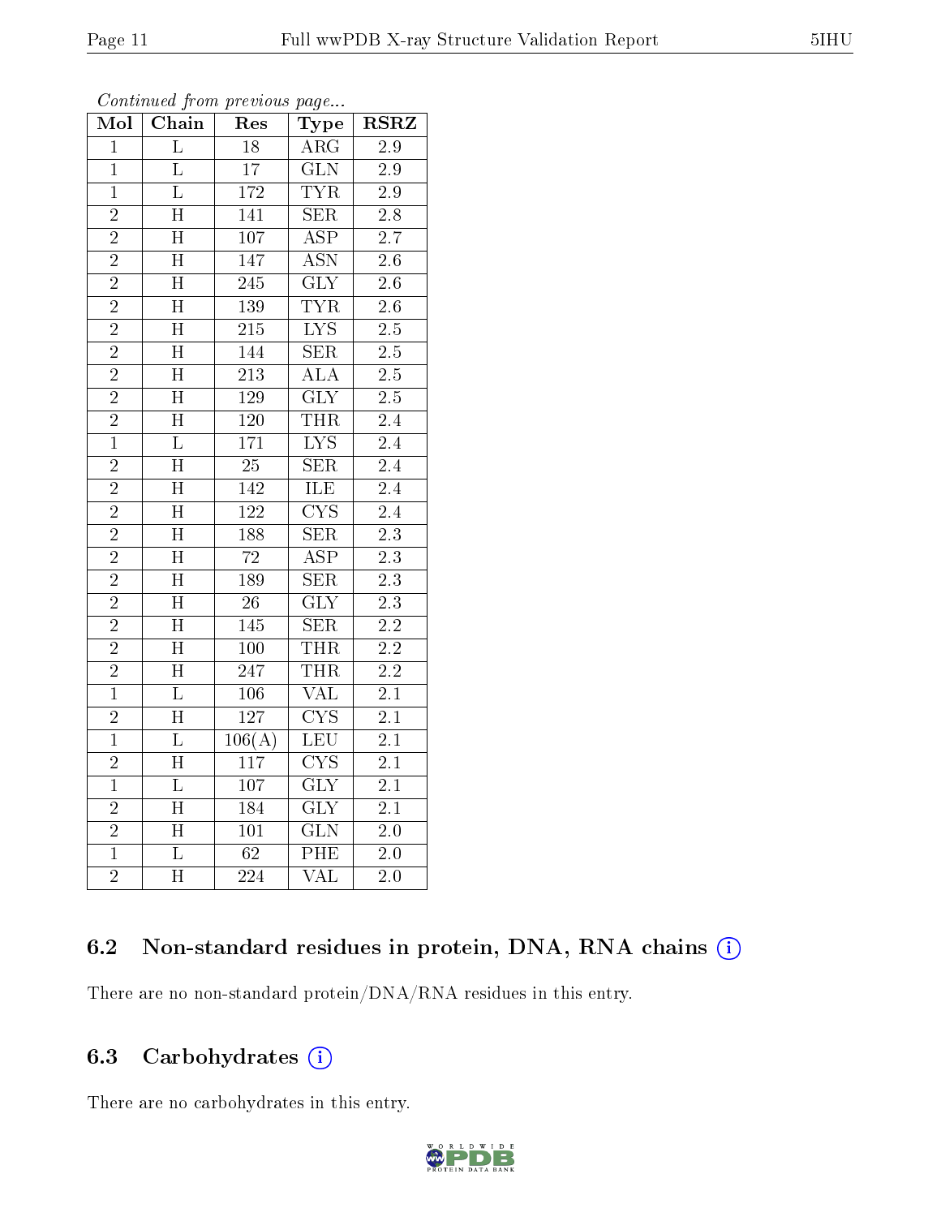*Continued from previous page...*

| Mol | Chain | Res | Type | RSRZ |
|---|---|---|---|---|
| 1 | L | 18 | ARG | 2.9 |
| 1 | L | 17 | GLN | 2.9 |
| 1 | L | 172 | TYR | 2.9 |
| 2 | H | 141 | SER | 2.8 |
| 2 | H | 107 | ASP | 2.7 |
| 2 | H | 147 | ASN | 2.6 |
| 2 | H | 245 | GLY | 2.6 |
| 2 | H | 139 | TYR | 2.6 |
| 2 | H | 215 | LYS | 2.5 |
| 2 | H | 144 | SER | 2.5 |
| 2 | H | 213 | ALA | 2.5 |
| 2 | H | 129 | GLY | 2.5 |
| 2 | H | 120 | THR | 2.4 |
| 1 | L | 171 | LYS | 2.4 |
| 2 | H | 25 | SER | 2.4 |
| 2 | H | 142 | ILE | 2.4 |
| 2 | H | 122 | CYS | 2.4 |
| 2 | H | 188 | SER | 2.3 |
| 2 | H | 72 | ASP | 2.3 |
| 2 | H | 189 | SER | 2.3 |
| 2 | H | 26 | GLY | 2.3 |
| 2 | H | 145 | SER | 2.2 |
| 2 | H | 100 | THR | 2.2 |
| 2 | H | 247 | THR | 2.2 |
| 1 | L | 106 | VAL | 2.1 |
| 2 | H | 127 | CYS | 2.1 |
| 1 | L | 106(A) | LEU | 2.1 |
| 2 | H | 117 | CYS | 2.1 |
| 1 | L | 107 | GLY | 2.1 |
| 2 | H | 184 | GLY | 2.1 |
| 2 | H | 101 | GLN | 2.0 |
| 1 | L | 62 | PHE | 2.0 |
| 2 | H | 224 | VAL | 2.0 |

### 6.2 Non-standard residues in protein, DNA, RNA chains (i)

There are no non-standard protein/DNA/RNA residues in this entry.

### 6.3 Carbohydrates (i)

There are no carbohydrates in this entry.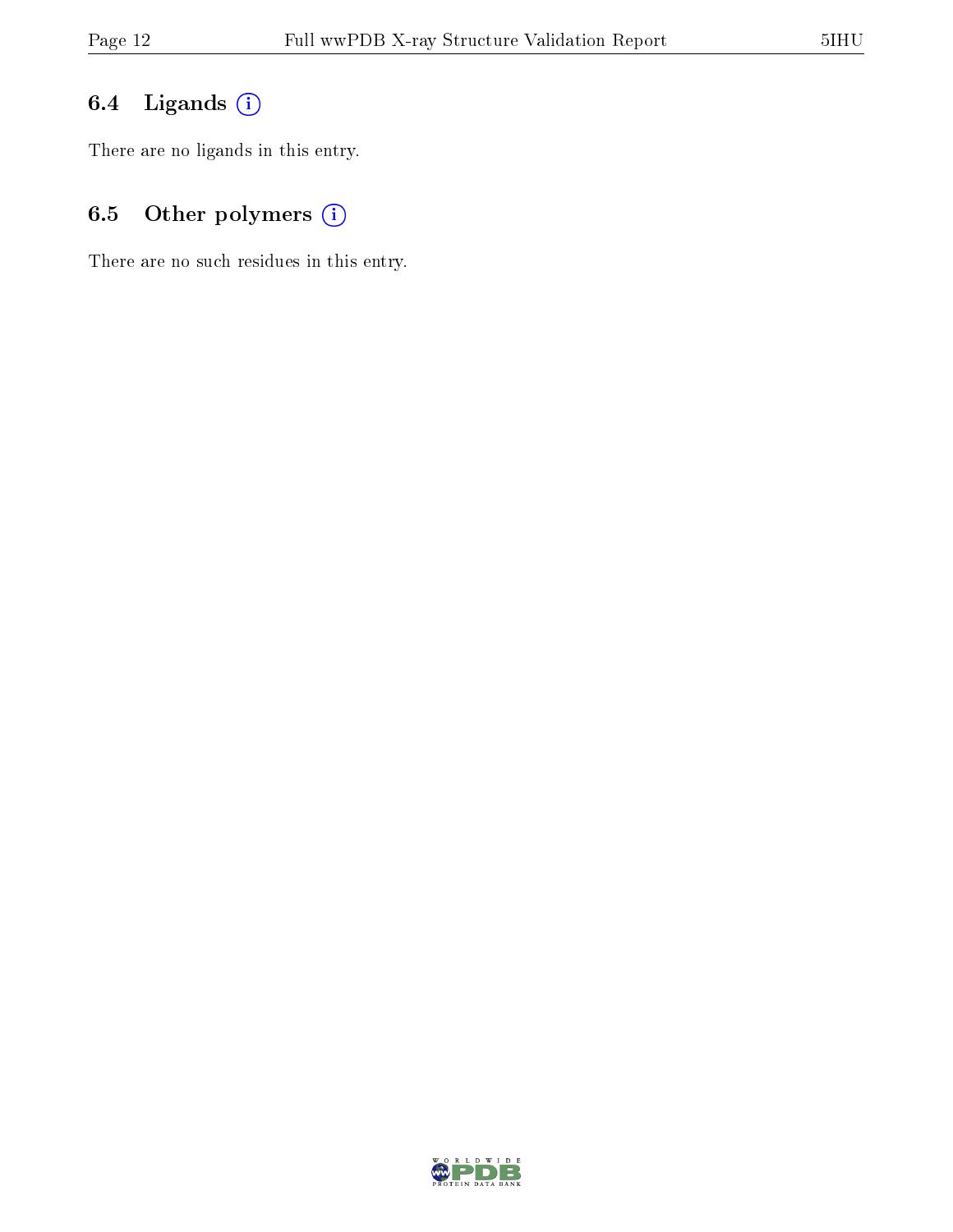## 6.4 Ligands

There are no ligands in this entry.

## 6.5 Other polymers

There are no such residues in this entry.